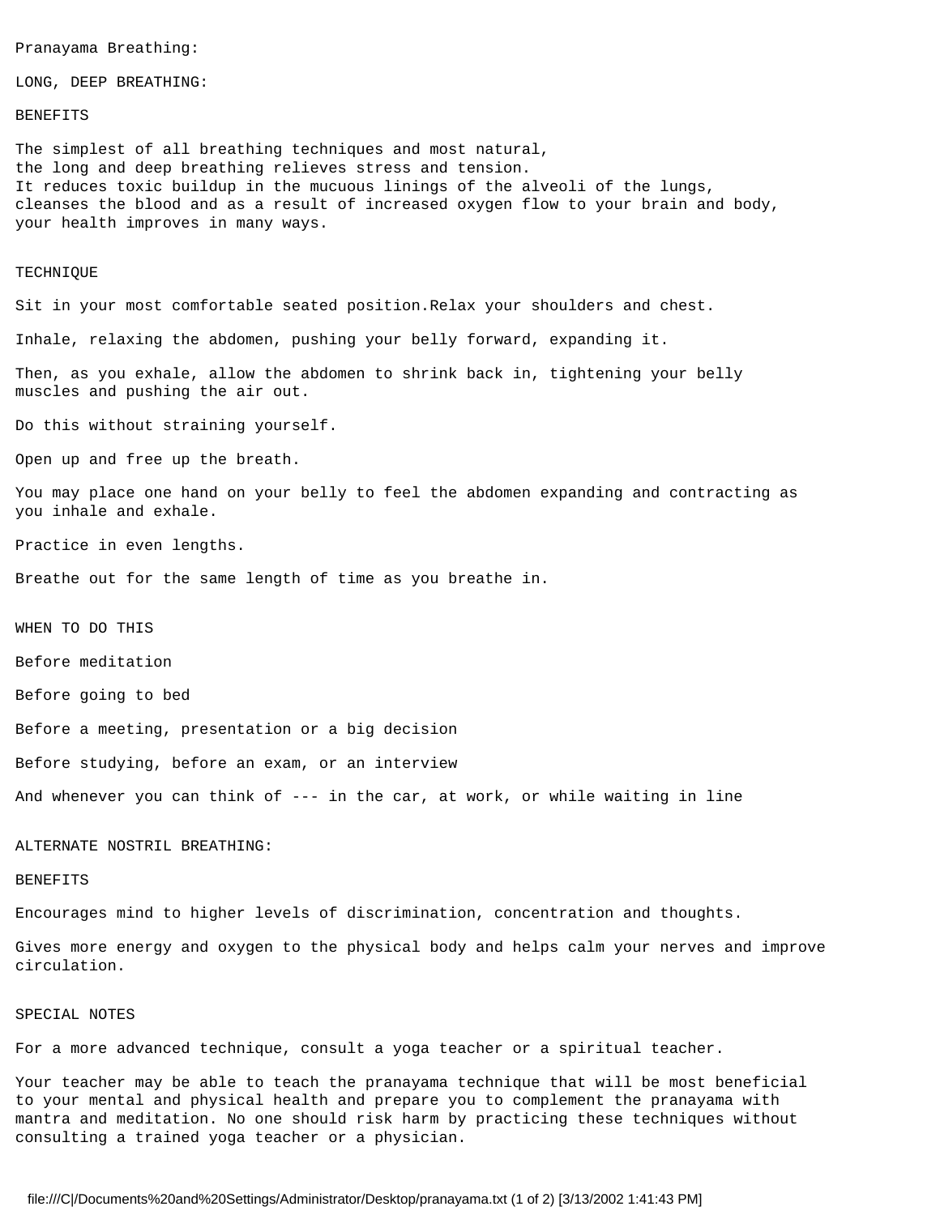# Pranayama Breathing:

## LONG, DEEP BREATHING:

### BENEFITS

The simplest of all breathing techniques and most natural, the long and deep breathing relieves stress and tension. It reduces toxic buildup in the mucuous linings of the alveoli of the lungs, cleanses the blood and as a result of increased oxygen flow to your brain and body, your health improves in many ways.

### TECHNIQUE

Sit in your most comfortable seated position.Relax your shoulders and chest.

Inhale, relaxing the abdomen, pushing your belly forward, expanding it.

Then, as you exhale, allow the abdomen to shrink back in, tightening your belly muscles and pushing the air out.

Do this without straining yourself.

Open up and free up the breath.

You may place one hand on your belly to feel the abdomen expanding and contracting as you inhale and exhale.

Practice in even lengths.

Breathe out for the same length of time as you breathe in.

### WHEN TO DO THIS

Before meditation

Before going to bed

Before a meeting, presentation or a big decision

Before studying, before an exam, or an interview

And whenever you can think of --- in the car, at work, or while waiting in line

## ALTERNATE NOSTRIL BREATHING:

### BENEFITS

Encourages mind to higher levels of discrimination, concentration and thoughts.

Gives more energy and oxygen to the physical body and helps calm your nerves and improve circulation.

### SPECIAL NOTES

For a more advanced technique, consult a yoga teacher or a spiritual teacher.

Your teacher may be able to teach the pranayama technique that will be most beneficial to your mental and physical health and prepare you to complement the pranayama with mantra and meditation. No one should risk harm by practicing these techniques without consulting a trained yoga teacher or a physician.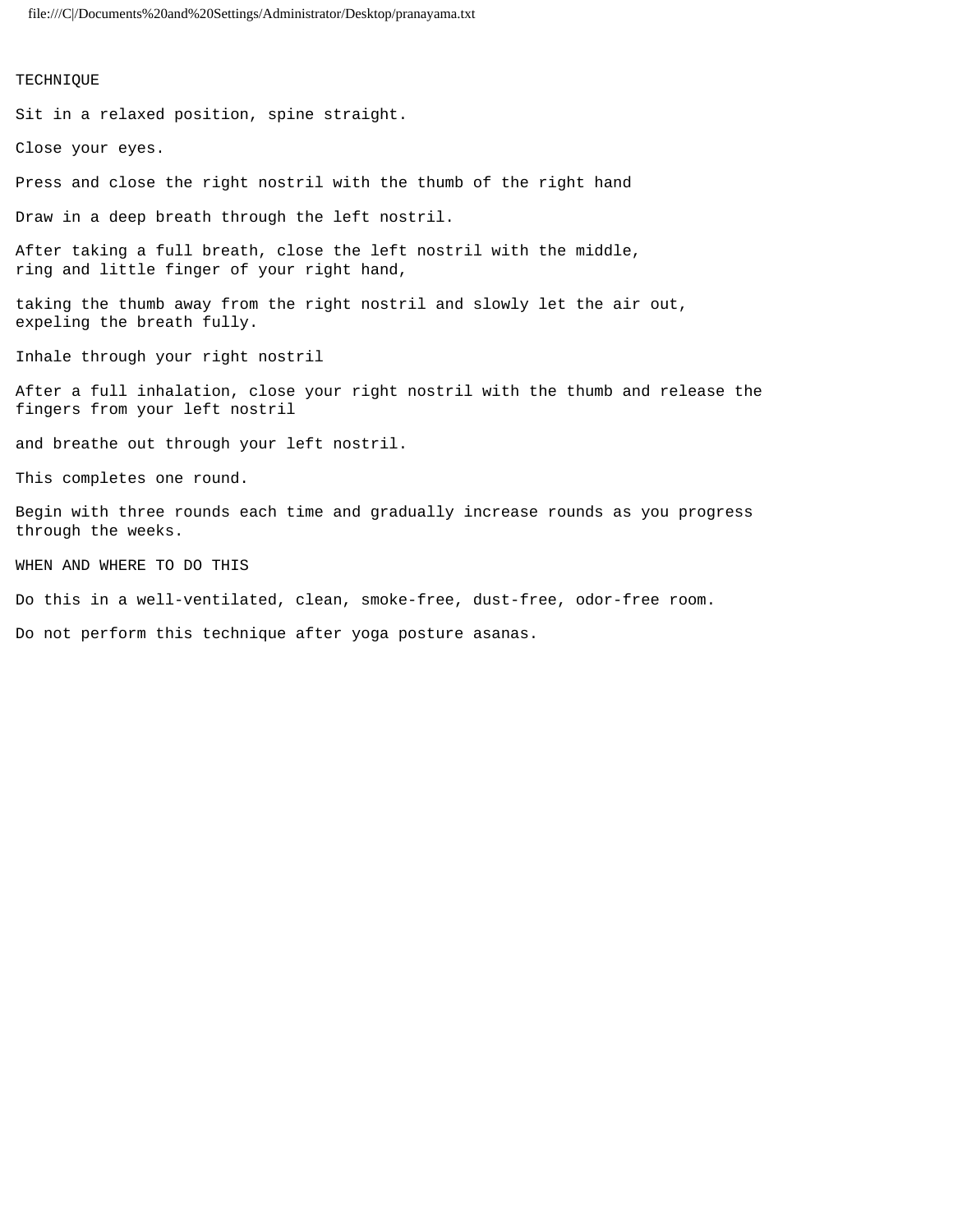## TECHNIQUE

Sit in a relaxed position, spine straight.

Close your eyes.

Press and close the right nostril with the thumb of the right hand

Draw in a deep breath through the left nostril.

After taking a full breath, close the left nostril with the middle, ring and little finger of your right hand,

taking the thumb away from the right nostril and slowly let the air out, expeling the breath fully.

Inhale through your right nostril

After a full inhalation, close your right nostril with the thumb and release the fingers from your left nostril

and breathe out through your left nostril.

This completes one round.

Begin with three rounds each time and gradually increase rounds as you progress through the weeks.

## WHEN AND WHERE TO DO THIS

Do this in a well-ventilated, clean, smoke-free, dust-free, odor-free room.

Do not perform this technique after yoga posture asanas.